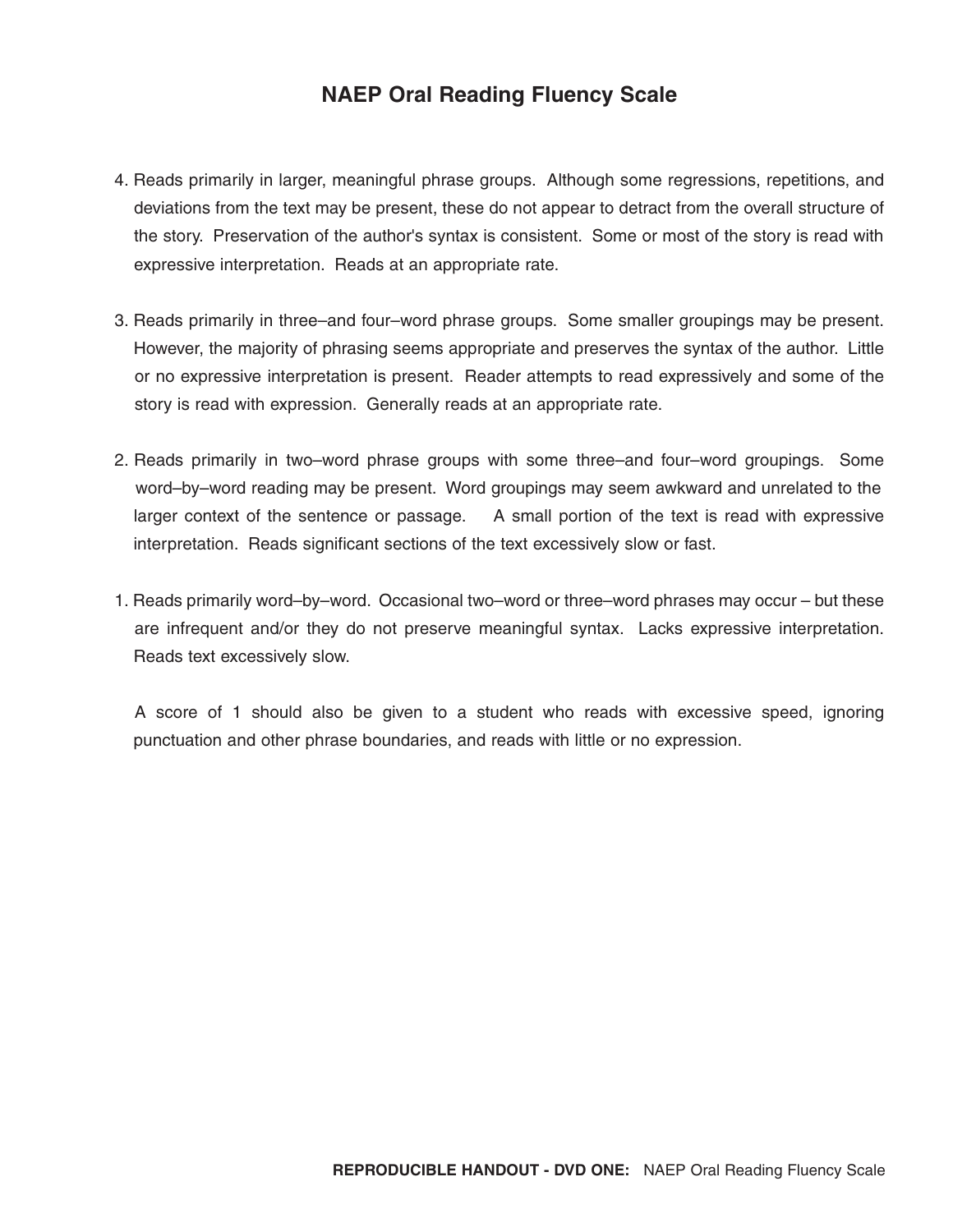# NAEP Oral Reading Fluency Scale

4. Reads primarily in larger, meaningful phrase groups. Although some regressions, repetitions, and deviations from the text may be present, these do not appear to detract from the overall structure of the story. Preservation of the author's syntax is consistent. Some or most of the story is read with expressive interpretation. Reads at an appropriate rate.

3. Reads primarily in three–and four–word phrase groups. Some smaller groupings may be present. However, the majority of phrasing seems appropriate and preserves the syntax of the author. Little or no expressive interpretation is present. Reader attempts to read expressively and some of the story is read with expression. Generally reads at an appropriate rate.

2. Reads primarily in two–word phrase groups with some three–and four–word groupings. Some word–by–word reading may be present. Word groupings may seem awkward and unrelated to the larger context of the sentence or passage. A small portion of the text is read with expressive interpretation. Reads significant sections of the text excessively slow or fast.

1. Reads primarily word–by–word. Occasional two–word or three–word phrases may occur – but these are infrequent and/or they do not preserve meaningful syntax. Lacks expressive interpretation. Reads text excessively slow.

   A score of 1 should also be given to a student who reads with excessive speed, ignoring punctuation and other phrase boundaries, and reads with little or no expression.

**REPRODUCIBLE HANDOUT - DVD ONE:** NAEP Oral Reading Fluency Scale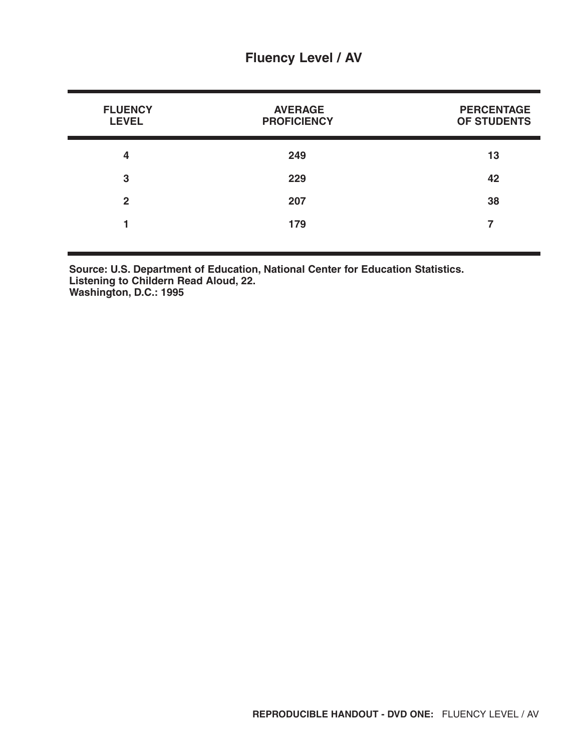# Fluency Level / AV

| FLUENCY LEVEL | AVERAGE PROFICIENCY | PERCENTAGE OF STUDENTS |
|---|---|---|
| 4 | 249 | 13 |
| 3 | 229 | 42 |
| 2 | 207 | 38 |
| 1 | 179 | 7 |

**Source: U.S. Department of Education, National Center for Education Statistics. Listening to Childern Read Aloud, 22. Washington, D.C.: 1995**